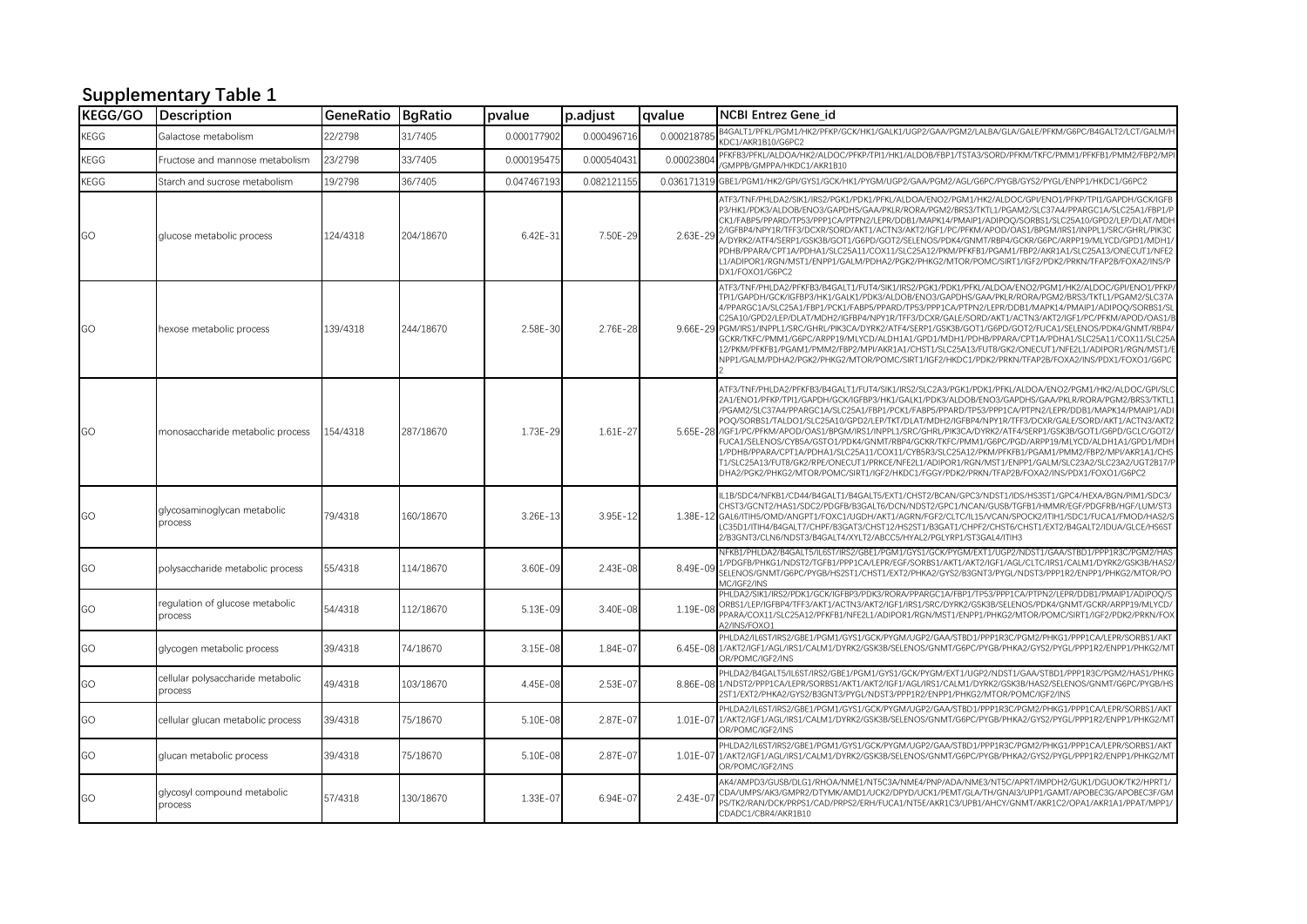## Supplementary Table 1

| KEGG/GO | Description | GeneRatio | BgRatio | pvalue | p.adjust | qvalue | NCBI Entrez Gene_id |
|---|---|---|---|---|---|---|---|
| KEGG | Galactose metabolism | 22/2798 | 31/7405 | 0.000177902 | 0.000496716 | 0.000218785 | B4GALT1/PFKL/PGM1/HK2/PFKP/GCK/HK1/GALK1/UGP2/GAA/PGM2/LALBA/GLA/GALE/PFKM/G6PC/B4GALT2/LCT/GALM/HKDC1/AKR1B10/G6PC2 |
| KEGG | Fructose and mannose metabolism | 23/2798 | 33/7405 | 0.000195475 | 0.000540431 | 0.00023804 | PFKFB3/PFKL/ALDOA/HK2/ALDOC/PFKP/TPI1/HK1/ALDOB/FBP1/TSTA3/SORD/PFKM/TKFC/PMM1/PFKFB1/PMM2/FBP2/MPI/GMPPB/GMPPA/HKDC1/AKR1B10 |
| KEGG | Starch and sucrose metabolism | 19/2798 | 36/7405 | 0.047467193 | 0.082121155 | 0.036171319 | GBE1/PGM1/HK2/GPI/GYS1/GCK/HK1/PYGM/UGP2/GAA/PGM2/AGL/G6PC/PYGB/GYS2/PYGL/ENPP1/HKDC1/G6PC2 |
| GO | glucose metabolic process | 124/4318 | 204/18670 | 6.42E-31 | 7.50E-29 | 2.63E-29 | ATF3/TNF/PHLDA2/SIK1/IRS2/PGK1/PDK1/PFKL/ALDOA/ENO2/PGM1/HK2/ALDOC/GPI/ENO1/PFKP/TPI1/GAPDH/GCK/IGFBP3/HK1/PDK3/ALDOB/ENO3/GAPDHS/GAA/PKLR/RORA/PGM2/BRS3/TKTL1/PGAM2/SLC37A4/PPARGC1A/SLC25A1/FBP1/PCK1/FABP5/PPARD/TP53/PPP1CA/PTPN2/LEPR/DDB1/MAPK14/PMAIP1/ADIPOQ/SORBS1/SLC25A10/GPD2/LEP/DLAT/MDH2/IGFBP4/NPY1R/TFF3/DCXR/SORD/AKT1/ACTN3/AKT2/IGF1/PC/PFKM/APOD/OAS1/BPGM/IRS1/INPPL1/SRC/GHRL/PIK3CA/DYRK2/ATF4/SERP1/GSK3B/GOT1/G6PD/GOT2/SELENOS/PDK4/GNMT/RBP4/GCKR/G6PC/ARPP19/MLYCD/GPD1/MDH1/PDHB/PPARA/CPT1A/PDHA1/SLC25A11/COX11/SLC25A12/PKM/PFKFB1/PGAM1/FBP2/AKR1A1/SLC25A13/ONECUT1/NFE2L1/ADIPOR1/RGN/MST1/ENPP1/GALM/PDHA2/PGK2/PHKG2/MTOR/POMC/SIRT1/IGF2/PDK2/PRKN/TFAP2B/FOXA2/INS/PDX1/FOXO1/G6PC2 |
| GO | hexose metabolic process | 139/4318 | 244/18670 | 2.58E-30 | 2.76E-28 | 9.66E-29 | ATF3/TNF/PHLDA2/PFKFB3/B4GALT1/FUT4/SIK1/IRS2/PGK1/PDK1/PFKL/ALDOA/ENO2/PGM1/HK2/ALDOC/GPI/ENO1/PFKP/TPI1/GAPDH/GCK/IGFBP3/HK1/GALK1/PDK3/ALDOB/ENO3/GAPDHS/GAA/PKLR/RORA/PGM2/BRS3/TKTL1/PGAM2/SLC37A4/PPARGC1A/SLC25A1/FBP1/PCK1/FABP5/PPARD/TP53/PPP1CA/PTPN2/LEPR/DDB1/MAPK14/PMAIP1/ADIPOQ/SORBS1/SLC25A10/GPD2/LEP/DLAT/MDH2/IGFBP4/NPY1R/TFF3/DCXR/GALE/SORD/AKT1/ACTN3/AKT2/IGF1/PC/PFKM/APOD/OAS1/BPGM/IRS1/INPPL1/SRC/GHRL/PIK3CA/DYRK2/ATF4/SERP1/GSK3B/GOT1/G6PD/GOT2/FUCA1/SELENOS/PDK4/GNMT/RBP4/GCKR/TKFC/PMM1/G6PC/ARPP19/MLYCD/ALDH1A1/GPD1/MDH1/PDHB/PPARA/CPT1A/PDHA1/SLC25A11/COX11/SLC25A12/PKM/PFKFB1/PGAM1/PMM2/FBP2/MPI/AKR1A1/CHST1/SLC25A13/FUT8/GK2/ONECUT1/NFE2L1/ADIPOR1/RGN/MST1/ENPP1/GALM/PDHA2/PGK2/PHKG2/MTOR/POMC/SIRT1/IGF2/HKDC1/PDK2/PRKN/TFAP2B/FOXA2/INS/PDX1/FOXO1/G6PC2 |
| GO | monosaccharide metabolic process | 154/4318 | 287/18670 | 1.73E-29 | 1.61E-27 | 5.65E-28 | ATF3/TNF/PHLDA2/PFKFB3/B4GALT1/FUT4/SIK1/IRS2/SLC2A3/PGK1/PDK1/PFKL/ALDOA/ENO2/PGM1/HK2/ALDOC/GPI/SLC2A1/ENO1/PFKP/TPI1/GAPDH/GCK/IGFBP3/HK1/GALK1/PDK3/ALDOB/ENO3/GAPDHS/GAA/PKLR/RORA/PGM2/BRS3/TKTL1/PGAM2/SLC37A4/PPARGC1A/SLC25A1/FBP1/PCK1/FABP5/PPARD/TP53/PPP1CA/PTPN2/LEPR/DDB1/MAPK14/PMAIP1/ADIPOQ/SORBS1/TALDO1/SLC25A10/GPD2/LEP/TKT/DLAT/MDH2/IGFBP4/NPY1R/TFF3/DCXR/GALE/SORD/AKT1/ACTN3/AKT2/IGF1/PC/PFKM/APOD/OAS1/BPGM/IRS1/INPPL1/SRC/GHRL/PIK3CA/DYRK2/ATF4/SERP1/GSK3B/GOT1/G6PD/GCLC/GOT2/FUCA1/SELENOS/CYB5A/GSTO1/PDK4/GNMT/RBP4/GCKR/TKFC/PMM1/G6PC/PGD/ARPP19/MLYCD/ALDH1A1/GPD1/MDH1/PDHB/PPARA/CPT1A/PDHA1/SLC25A11/COX11/CYB5R3/SLC25A12/PKM/PFKFB1/PGAM1/PMM2/FBP2/MPI/AKR1A1/CHST1/SLC25A13/FUT8/GK2/RPE/ONECUT1/PRKCE/NFE2L1/ADIPOR1/RGN/MST1/ENPP1/GALM/SLC23A2/SLC23A1/UGT2B17/PDHA2/PGK2/PHKG2/MTOR/POMC/SIRT1/IGF2/HKDC1/FGGY/PDK2/PRKN/TFAP2B/FOXA2/INS/PDX1/FOXO1/G6PC2 |
| GO | glycosaminoglycan metabolic process | 79/4318 | 160/18670 | 3.26E-13 | 3.95E-12 | 1.38E-12 | IL1B/SDC4/NFKB1/CD44/B4GALT1/B4GALT5/EXT1/CHST2/BCAN/GPC3/NDST1/IDS/HS3ST1/GPC4/HEXA/BGN/PIM1/SDC3/CHST3/GCNT2/HAS1/SDC2/PDGFB/B3GALT6/DCN/NDST2/GPC1/NCAN/GUSB/TGFB1/HMMR/EGF/PDGFRB/HGF/LUM/ST3GAL6/ITIH5/OMD/ANGPT1/FOXC1/UGDH/AKT1/AGRN/FGF2/CLTC/IL15/VCAN/SPOCK2/ITIH1/SDC1/FUCA1/FMOD/HAS2/SLC35D1/ITIH4/B4GALT7/CHPF/B3GAT3/CHST12/HS2ST1/B3GAT1/CHPF2/CHST6/CHST1/EXT2/B4GALT2/IDUA/GLCE/HS6ST2/B3GNT3/CLN6/NDST3/B4GALT4/XYLT2/ABCC5/HYAL2/PGLYRP1/ST3GAL4/ITIH3 |
| GO | polysaccharide metabolic process | 55/4318 | 114/18670 | 3.60E-09 | 2.43E-08 | 8.49E-09 | NFKB1/PHLDA2/B4GALT5/IL6ST/IRS2/GBE1/PGM1/GYS1/GCK/PYGM/EXT1/UGP2/NDST1/GAA/STBD1/PPP1R3C/PGM2/HAS1/PDGFB/PHKG1/NDST2/TGFB1/PPP1CA/LEPR/EGF/SORBS1/AKT1/AKT2/IGF1/AGL/CLTC/IRS1/CALM1/DYRK2/GSK3B/HAS2/SELENOS/GNMT/G6PC/PYGB/HS2ST1/CHST1/EXT2/PHKA2/GYS2/B3GNT3/PYGL/NDST3/PPP1R2/ENPP1/PHKG2/MTOR/POMC/IGF2/INS |
| GO | regulation of glucose metabolic process | 54/4318 | 112/18670 | 5.13E-09 | 3.40E-08 | 1.19E-08 | PHLDA2/SIK1/IRS2/PDK1/GCK/IGFBP3/PDK3/RORA/PPARGC1A/FBP1/TP53/PPP1CA/PTPN2/LEPR/DDB1/PMAIP1/ADIPOQ/SORBS1/LEP/IGFBP4/TFF3/AKT1/ACTN3/AKT2/IGF1/IRS1/SRC/DYRK2/GSK3B/SELENOS/PDK4/GNMT/GCKR/ARPP19/MLYCD/PPARA/COX11/SLC25A12/PFKFB1/NFE2L1/ADIPOR1/RGN/MST1/ENPP1/PHKG2/MTOR/POMC/SIRT1/IGF2/PDK2/PRKN/FOXA2/INS/FOXO1 |
| GO | glycogen metabolic process | 39/4318 | 74/18670 | 3.15E-08 | 1.84E-07 | 6.45E-08 | PHLDA2/IL6ST/IRS2/GBE1/PGM1/GYS1/GCK/PYGM/UGP2/GAA/STBD1/PPP1R3C/PGM2/PHKG1/PPP1CA/LEPR/SORBS1/AKT1/AKT2/IGF1/AGL/IRS1/CALM1/DYRK2/GSK3B/SELENOS/GNMT/G6PC/PYGB/PHKA2/GYS2/PYGL/PPP1R2/ENPP1/PHKG2/MTOR/POMC/IGF2/INS |
| GO | cellular polysaccharide metabolic process | 49/4318 | 103/18670 | 4.45E-08 | 2.53E-07 | 8.86E-08 | PHLDA2/B4GALT5/IL6ST/IRS2/GBE1/PGM1/GYS1/GCK/PYGM/EXT1/UGP2/NDST1/GAA/STBD1/PPP1R3C/PGM2/HAS1/PHKG1/NDST2/PPP1CA/LEPR/SORBS1/AKT1/AKT2/IGF1/AGL/IRS1/CALM1/DYRK2/GSK3B/HAS2/SELENOS/GNMT/G6PC/PYGB/HS2ST1/EXT2/PHKA2/GYS2/B3GNT3/PYGL/NDST3/PPP1R2/ENPP1/PHKG2/MTOR/POMC/IGF2/INS |
| GO | cellular glucan metabolic process | 39/4318 | 75/18670 | 5.10E-08 | 2.87E-07 | 1.01E-07 | PHLDA2/IL6ST/IRS2/GBE1/PGM1/GYS1/GCK/PYGM/UGP2/GAA/STBD1/PPP1R3C/PGM2/PHKG1/PPP1CA/LEPR/SORBS1/AKT1/AKT2/IGF1/AGL/IRS1/CALM1/DYRK2/GSK3B/SELENOS/GNMT/G6PC/PYGB/PHKA2/GYS2/PYGL/PPP1R2/ENPP1/PHKG2/MTOR/POMC/IGF2/INS |
| GO | glucan metabolic process | 39/4318 | 75/18670 | 5.10E-08 | 2.87E-07 | 1.01E-07 | PHLDA2/IL6ST/IRS2/GBE1/PGM1/GYS1/GCK/PYGM/UGP2/GAA/STBD1/PPP1R3C/PGM2/PHKG1/PPP1CA/LEPR/SORBS1/AKT1/AKT2/IGF1/AGL/IRS1/CALM1/DYRK2/GSK3B/SELENOS/GNMT/G6PC/PYGB/PHKA2/GYS2/PYGL/PPP1R2/ENPP1/PHKG2/MTOR/POMC/IGF2/INS |
| GO | glycosyl compound metabolic process | 57/4318 | 130/18670 | 1.33E-07 | 6.94E-07 | 2.43E-07 | AK4/AMPD3/GUSB/DLG1/RHOA/NME1/NT5C3A/NME4/PNP/ADA/NME3/NT5C/APRT/IMPDH2/GUK1/DGUOK/TK2/HPRT1/CDA/UMPS/AK3/GMPR2/DTYMK/AMD1/UCK2/DPYD/UCK1/PEMT/GLA/TH/GNAI3/UPP1/GAMT/APOBEC3G/APOBEC3F/GMPS/TK2/RAN/DCK/PRPS1/CAD/PRPS2/ERH/FUCA1/NT5E/AKR1C3/UPB1/AHCY/GNMT/AKR1C2/OPA1/AKR1A1/PPAT/MPP1/CDADC1/CBR4/AKR1B10 |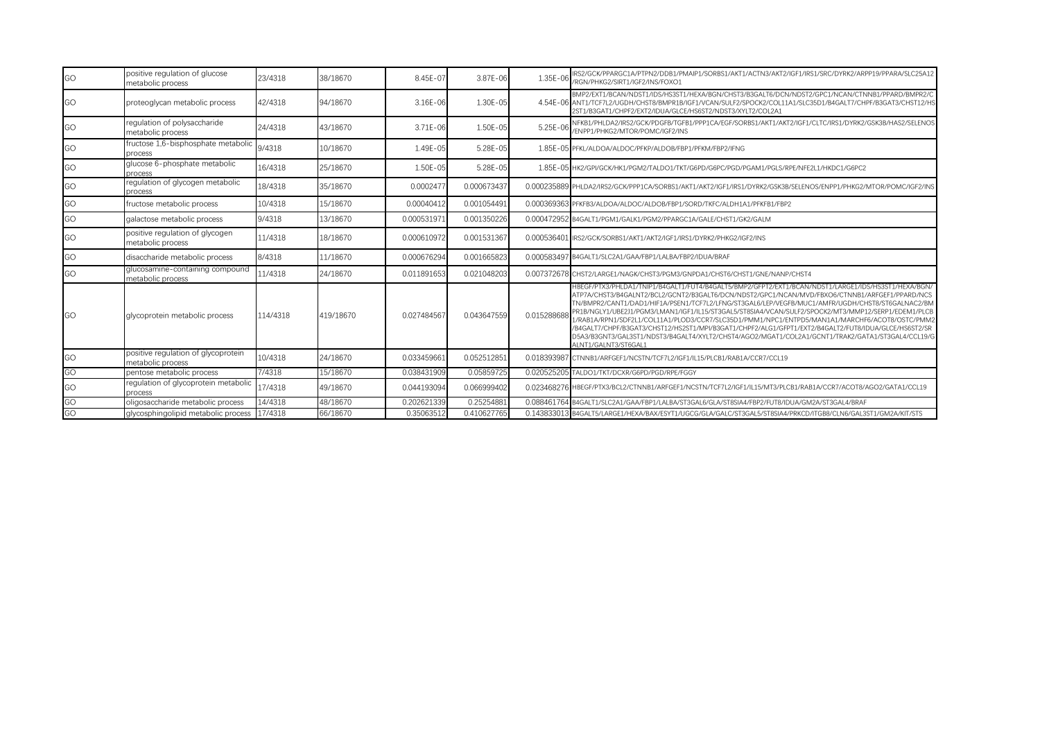| GO | positive regulation of glucose metabolic process | 23/4318 | 38/18670 | 8.45E-07 | 3.87E-06 | 1.35E-06 | IRS2/GCK/PPARGC1A/PTPN2/DDB1/PMAIP1/SORBS1/AKT1/ACTN3/AKT2/IGF1/IRS1/SRC/DYRK2/ARPP19/PPARA/SLC25A12/RGN/PHKG2/SIRT1/IGF2/INS/FOXO1 |
|---|---|---|---|---|---|---|---|
| GO | proteoglycan metabolic process | 42/4318 | 94/18670 | 3.16E-06 | 1.30E-05 | 4.54E-06 | BMP2/EXT1/BCAN/NDST1/IDS/HS3ST1/HEXA/BGN/CHST3/B3GALT6/DCN/NDST2/GPC1/NCAN/CTNNB1/PPARD/BMPR2/CANT1/TCF7L2/UGDH/CHST8/BMPR1B/IGF1/VCAN/SULF2/SPOCK2/COL11A1/SLC35D1/B4GALT7/CHPF/B3GAT3/CHST12/HS2ST1/B3GAT1/CHPF2/EXT2/IDUA/GLCE/HS6ST2/NDST3/XYLT2/COL2A1 |
| GO | regulation of polysaccharide metabolic process | 24/4318 | 43/18670 | 3.71E-06 | 1.50E-05 | 5.25E-06 | NFKB1/PHLDA2/IRS2/GCK/PDGFB/TGFB1/PPP1CA/EGF/SORBS1/AKT1/AKT2/IGF1/CLTC/IRS1/DYRK2/GSK3B/HAS2/SELENOS/ENPP1/PHKG2/MTOR/POMC/IGF2/INS |
| GO | fructose 1,6-bisphosphate metabolic process | 9/4318 | 10/18670 | 1.49E-05 | 5.28E-05 | 1.85E-05 | PFKL/ALDOA/ALDOC/PFKP/ALDOB/FBP1/PFKM/FBP2/IFNG |
| GO | glucose 6-phosphate metabolic process | 16/4318 | 25/18670 | 1.50E-05 | 5.28E-05 | 1.85E-05 | HK2/GPI/GCK/HK1/PGM2/TALDO1/TKT/G6PD/G6PC/PGD/PGAM1/PGLS/RPE/NFE2L1/HKDC1/G6PC2 |
| GO | regulation of glycogen metabolic process | 18/4318 | 35/18670 | 0.0002477 | 0.000673437 | 0.000235889 | PHLDA2/IRS2/GCK/PPP1CA/SORBS1/AKT1/AKT2/IGF1/IRS1/DYRK2/GSK3B/SELENOS/ENPP1/PHKG2/MTOR/POMC/IGF2/INS |
| GO | fructose metabolic process | 10/4318 | 15/18670 | 0.00040412 | 0.001054491 | 0.000369363 | PFKFB3/ALDOA/ALDOC/ALDOB/FBP1/SORD/TKFC/ALDH1A1/PFKFB1/FBP2 |
| GO | galactose metabolic process | 9/4318 | 13/18670 | 0.000531971 | 0.001350226 | 0.000472952 | B4GALT1/PGM1/GALK1/PGM2/PPARGC1A/GALE/CHST1/GK2/GALM |
| GO | positive regulation of glycogen metabolic process | 11/4318 | 18/18670 | 0.000610972 | 0.001531367 | 0.000536401 | IRS2/GCK/SORBS1/AKT1/AKT2/IGF1/IRS1/DYRK2/PHKG2/IGF2/INS |
| GO | disaccharide metabolic process | 8/4318 | 11/18670 | 0.000676294 | 0.001665823 | 0.000583497 | B4GALT1/SLC2A1/GAA/FBP1/LALBA/FBP2/IDUA/BRAF |
| GO | glucosamine-containing compound metabolic process | 11/4318 | 24/18670 | 0.011891653 | 0.021048203 | 0.007372678 | CHST2/LARGE1/NAGK/CHST3/PGM3/GNPDA1/CHST6/CHST1/GNE/NANP/CHST4 |
| GO | glycoprotein metabolic process | 114/4318 | 419/18670 | 0.027484567 | 0.043647559 | 0.015288688 | HBEGF/PTX3/PHLDA1/TNIP1/B4GALT1/FUT4/B4GALT5/BMP2/GFPT2/EXT1/BCAN/NDST1/LARGE1/IDS/HS3ST1/HEXA/BGN/ATP7A/CHST3/B4GALNT2/BCL2/GCNT2/B3GALT6/DCN/NDST2/GPC1/NCAN/MVD/FBXO6/CTNNB1/ARFGEF1/PPARD/NCSTN/BMPR2/CANT1/DAD1/HIF1A/PSEN1/TCF7L2/LFNG/ST3GAL6/LEP/VEGFB/MUC1/AMFR/UGDH/CHST8/ST6GALNAC2/BMPR1B/NGLY1/UBE2J1/PGM3/LMAN1/IGF1/IL15/ST3GAL5/ST8SIA4/VCAN/SULF2/SPOCK2/MT3/MMP12/SERP1/EDEM1/PLCB1/RAB1A/RPN1/SDF2L1/COL11A1/PLOD3/CCR7/SLC35D1/PMM1/NPC1/ENTPD5/MAN1A1/MARCHF6/ACOT8/OSTC/PMM2/B4GALT7/CHPF/B3GAT3/CHST12/HS2ST1/MPI/B3GAT1/CHPF2/ALG1/GFPT1/EXT2/B4GALT2/FUT8/IDUA/GLCE/HS6ST2/SRD5A3/B3GNT3/GAL3ST1/NDST3/B4GALT4/XYLT2/CHST4/AGO2/MGAT1/COL2A1/GCNT1/TRAK2/GATA1/ST3GAL4/CCL19/GALNT1/GALNT3/ST6GAL1 |
| GO | positive regulation of glycoprotein metabolic process | 10/4318 | 24/18670 | 0.033459661 | 0.052512851 | 0.018393987 | CTNNB1/ARFGEF1/NCSTN/TCF7L2/IGF1/IL15/PLCB1/RAB1A/CCR7/CCL19 |
| GO | pentose metabolic process | 7/4318 | 15/18670 | 0.038431909 | 0.05859725 | 0.020525205 | TALDO1/TKT/DCXR/G6PD/PGD/RPE/FGGY |
| GO | regulation of glycoprotein metabolic process | 17/4318 | 49/18670 | 0.044193094 | 0.066999402 | 0.023468276 | HBEGF/PTX3/BCL2/CTNNB1/ARFGEF1/NCSTN/TCF7L2/IGF1/IL15/MT3/PLCB1/RAB1A/CCR7/ACOT8/AGO2/GATA1/CCL19 |
| GO | oligosaccharide metabolic process | 14/4318 | 48/18670 | 0.202621339 | 0.25254881 | 0.088461764 | B4GALT1/SLC2A1/GAA/FBP1/LALBA/ST3GAL6/GLA/ST8SIA4/FBP2/FUT8/IDUA/GM2A/ST3GAL4/BRAF |
| GO | glycosphingolipid metabolic process | 17/4318 | 66/18670 | 0.35063512 | 0.410627765 | 0.143833013 | B4GALT5/LARGE1/HEXA/BAX/ESYT1/UGCG/GLA/GALC/ST3GAL5/ST8SIA4/PRKCD/ITGB8/CLN6/GAL3ST1/GM2A/KIT/STS |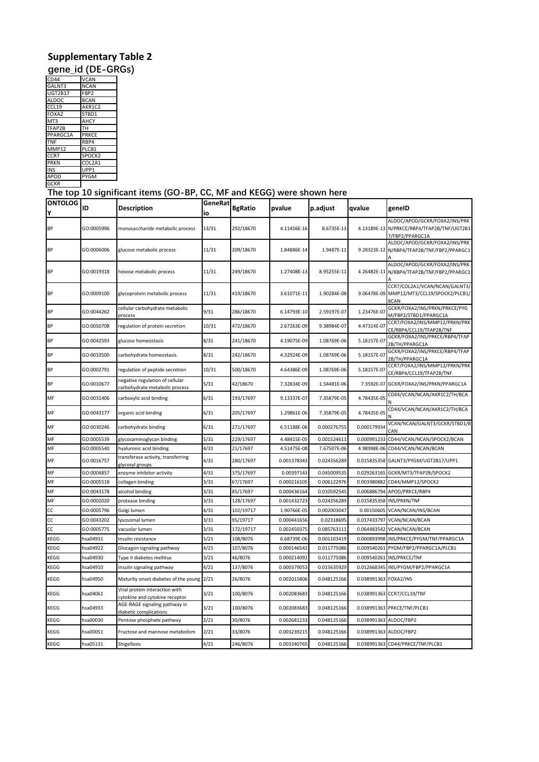# Supplementary Table 2

## gene_id (DE-GRGs)

| | |
|---|---|
| CD44 | VCAN |
| GALNT3 | NCAN |
| UGT2B17 | FBP2 |
| ALDOC | BCAN |
| CCL19 | AKR1C2 |
| FOXA2 | STBD1 |
| MT3 | AHCY |
| TFAP2B | TH |
| PPARGC1A | PRKCE |
| TNF | RBP4 |
| MMP12 | PLCB1 |
| CCR7 | SPOCK2 |
| PRKN | COL2A1 |
| INS | UPP1 |
| APOD | PYGM |
| GCKR | |

## The top 10 significant items (GO-BP, CC, MF and KEGG) were shown here

| ONTOLOGY | ID | Description | GeneRatio | BgRatio | pvalue | p.adjust | qvalue | geneID |
|---|---|---|---|---|---|---|---|---|
| BP | GO:0005996 | monosaccharide metabolic process | 13/31 | 292/18670 | 4.11456E-16 | 8.6735E-13 | 4.13189E-13 | ALDOC/APOD/GCKR/FOXA2/INS/PRKN/PRKCE/RBP4/TFAP2B/TNF/UGT2B17/FBP2/PPARGC1A |
| BP | GO:0006006 | glucose metabolic process | 11/31 | 209/18670 | 1.84886E-14 | 1.9487E-11 | 9.28323E-12 | ALDOC/APOD/GCKR/FOXA2/INS/PRKN/RBP4/TFAP2B/TNF/FBP2/PPARGC1A |
| BP | GO:0019318 | hexose metabolic process | 11/31 | 249/18670 | 1.27408E-13 | 8.95255E-11 | 4.26482E-11 | ALDOC/APOD/GCKR/FOXA2/INS/PRKN/RBP4/TFAP2B/TNF/FBP2/PPARGC1A |
| BP | GO:0009100 | glycoprotein metabolic process | 11/31 | 419/18670 | 3.61071E-11 | 1.90284E-08 | 9.06478E-09 | CCR7/COL2A1/VCAN/NCAN/GALNT3/MMP12/MT3/CCL19/SPOCK2/PLCB1/BCAN |
| BP | GO:0044262 | cellular carbohydrate metabolic process | 9/31 | 286/18670 | 6.14793E-10 | 2.59197E-07 | 1.23476E-07 | GCKR/FOXA2/INS/PRKN/PRKCE/PYGM/FBP2/STBD1/PPARGC1A |
| BP | GO:0050708 | regulation of protein secretion | 10/31 | 472/18670 | 2.67263E-09 | 9.38984E-07 | 4.47314E-07 | CCR7/FOXA2/INS/MMP12/PRKN/PRKCE/RBP4/CCL19/TFAP2B/TNF |
| BP | GO:0042593 | glucose homeostasis | 8/31 | 241/18670 | 4.19075E-09 | 1.08769E-06 | 5.18157E-07 | GCKR/FOXA2/INS/PRKCE/RBP4/TFAP2B/TH/PPARGC1A |
| BP | GO:0033500 | carbohydrate homeostasis | 8/31 | 242/18670 | 4.32924E-09 | 1.08769E-06 | 5.18157E-07 | GCKR/FOXA2/INS/PRKCE/RBP4/TFAP2B/TH/PPARGC1A |
| BP | GO:0002791 | regulation of peptide secretion | 10/31 | 500/18670 | 4.64386E-09 | 1.08769E-06 | 5.18157E-07 | CCR7/FOXA2/INS/MMP12/PRKN/PRKCE/RBP4/CCL19/TFAP2B/TNF |
| BP | GO:0010677 | negative regulation of cellular carbohydrate metabolic process | 5/31 | 42/18670 | 7.32834E-09 | 1.54481E-06 | 7.3592E-07 | GCKR/FOXA2/INS/PRKN/PPARGC1A |
| MF | GO:0031406 | carboxylic acid binding | 6/31 | 193/17697 | 9.13337E-07 | 7.35879E-05 | 4.78435E-05 | CD44/VCAN/NCAN/AKR1C2/TH/BCAN |
| MF | GO:0043177 | organic acid binding | 6/31 | 205/17697 | 1.29861E-06 | 7.35879E-05 | 4.78435E-05 | CD44/VCAN/NCAN/AKR1C2/TH/BCAN |
| MF | GO:0030246 | carbohydrate binding | 6/31 | 271/17697 | 6.51188E-06 | 0.000276755 | 0.000179934 | VCAN/NCAN/GALNT3/GCKR/STBD1/BCAN |
| MF | GO:0005539 | glycosaminoglycan binding | 5/31 | 229/17697 | 4.48415E-05 | 0.001524611 | 0.000991233 | CD44/VCAN/NCAN/SPOCK2/BCAN |
| MF | GO:0005540 | hyaluronic acid binding | 4/31 | 21/17697 | 4.51475E-08 | 7.67507E-06 | 4.98998E-06 | CD44/VCAN/NCAN/BCAN |
| MF | GO:0016757 | transferase activity, transferring glycosyl groups | 4/31 | 280/17697 | 0.001378343 | 0.024356289 | 0.015835358 | GALNT3/PYGM/UGT2B17/UPP1 |
| MF | GO:0004857 | enzyme inhibitor activity | 4/31 | 375/17697 | 0.00397143 | 0.045009535 | 0.029263165 | GCKR/MT3/TFAP2B/SPOCK2 |
| MF | GO:0005518 | collagen binding | 3/31 | 67/17697 | 0.000216105 | 0.006122976 | 0.003980882 | CD44/MMP12/SPOCK2 |
| MF | GO:0043178 | alcohol binding | 3/31 | 85/17697 | 0.000436164 | 0.010592545 | 0.006886794 | APOD/PRKCE/RBP4 |
| MF | GO:0002020 | protease binding | 3/31 | 128/17697 | 0.001432723 | 0.024356289 | 0.015835358 | INS/PRKN/TNF |
| CC | GO:0005796 | Golgi lumen | 4/31 | 102/19717 | 1.90766E-05 | 0.002003047 | 0.00150605 | VCAN/NCAN/INS/BCAN |
| CC | GO:0043202 | lysosomal lumen | 3/31 | 95/19717 | 0.000441656 | 0.02318695 | 0.017433797 | VCAN/NCAN/BCAN |
| CC | GO:0005775 | vacuolar lumen | 3/31 | 172/19717 | 0.002450375 | 0.085763111 | 0.064483542 | VCAN/NCAN/BCAN |
| KEGG | hsa04931 | Insulin resistance | 5/21 | 108/8076 | 6.68739E-06 | 0.001103419 | 0.000893998 | INS/PRKCE/PYGM/TNF/PPARGC1A |
| KEGG | hsa04922 | Glucagon signaling pathway | 4/21 | 107/8076 | 0.000146542 | 0.011775086 | 0.009540261 | PYGM/FBP2/PPARGC1A/PLCB1 |
| KEGG | hsa04930 | Type II diabetes mellitus | 3/21 | 46/8076 | 0.000214092 | 0.011775086 | 0.009540261 | INS/PRKCE/TNF |
| KEGG | hsa04910 | Insulin signaling pathway | 4/21 | 137/8076 | 0.000379053 | 0.015635929 | 0.012668345 | INS/PYGM/FBP2/PPARGC1A |
| KEGG | hsa04950 | Maturity onset diabetes of the young | 2/21 | 26/8076 | 0.002015806 | 0.048125166 | 0.038991363 | FOXA2/INS |
| KEGG | hsa04061 | Viral protein interaction with cytokine and cytokine receptor | 3/21 | 100/8076 | 0.002083683 | 0.048125166 | 0.038991363 | CCR7/CCL19/TNF |
| KEGG | hsa04933 | AGE-RAGE signaling pathway in diabetic complications | 3/21 | 100/8076 | 0.002083683 | 0.048125166 | 0.038991363 | PRKCE/TNF/PLCB1 |
| KEGG | hsa00030 | Pentose phosphate pathway | 2/21 | 30/8076 | 0.002681233 | 0.048125166 | 0.038991363 | ALDOC/FBP2 |
| KEGG | hsa00051 | Fructose and mannose metabolism | 2/21 | 33/8076 | 0.003239215 | 0.048125166 | 0.038991363 | ALDOC/FBP2 |
| KEGG | hsa05131 | Shigellosis | 4/21 | 246/8076 | 0.003340765 | 0.048125166 | 0.038991363 | CD44/PRKCE/TNF/PLCB1 |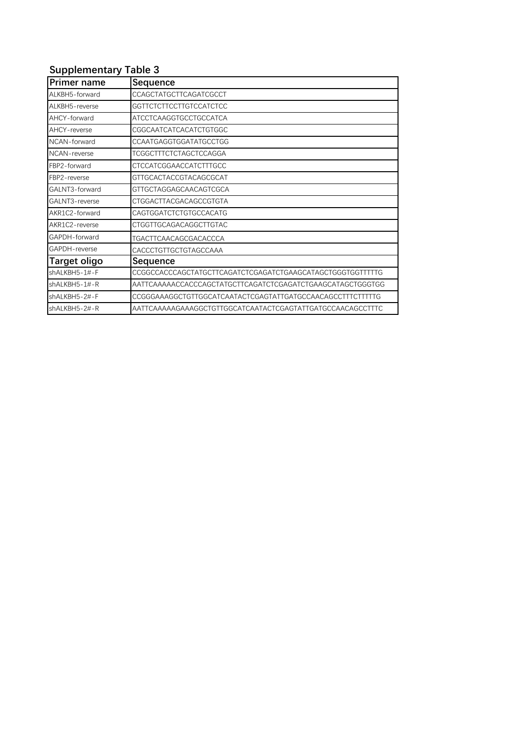## Supplementary Table 3

| Primer name | Sequence |
|---|---|
| ALKBH5-forward | CCAGCTATGCTTCAGATCGCCT |
| ALKBH5-reverse | GGTTCTCTTCCTTGTCCATCTCC |
| AHCY-forward | ATCCTCAAGGTGCCTGCCATCA |
| AHCY-reverse | CGGCAATCATCACATCTGTGGC |
| NCAN-forward | CCAATGAGGTGGATATGCCTGG |
| NCAN-reverse | TCGGCTTTCTCTAGCTCCAGGA |
| FBP2-forward | CTCCATCGGAACCATCTTTGCC |
| FBP2-reverse | GTTGCACTACCGTACAGCGCAT |
| GALNT3-forward | GTTGCTAGGAGCAACAGTCGCA |
| GALNT3-reverse | CTGGACTTACGACAGCCGTGTA |
| AKR1C2-forward | CAGTGGATCTCTGTGCCACATG |
| AKR1C2-reverse | CTGGTTGCAGACAGGCTTGTAC |
| GAPDH-forward | TGACTTCAACAGCGACACCCA |
| GAPDH-reverse | CACCCTGTTGCTGTAGCCAAA |
| **Target oligo** | **Sequence** |
| shALKBH5-1#-F | CCGGCCACCCAGCTATGCTTCAGATCTCGAGATCTGAAGCATAGCTGGGTGGTTTTTG |
| shALKBH5-1#-R | AATTCAAAAACCACCCAGCTATGCTTCAGATCTCGAGATCTGAAGCATAGCTGGGTGG |
| shALKBH5-2#-F | CCGGGAAAGGCTGTTGGCATCAATACTCGAGTATTGATGCCAACAGCCTTTCTTTTTG |
| shALKBH5-2#-R | AATTCAAAAAGAAAGGCTGTTGGCATCAATACTCGAGTATTGATGCCAACAGCCTTTC |